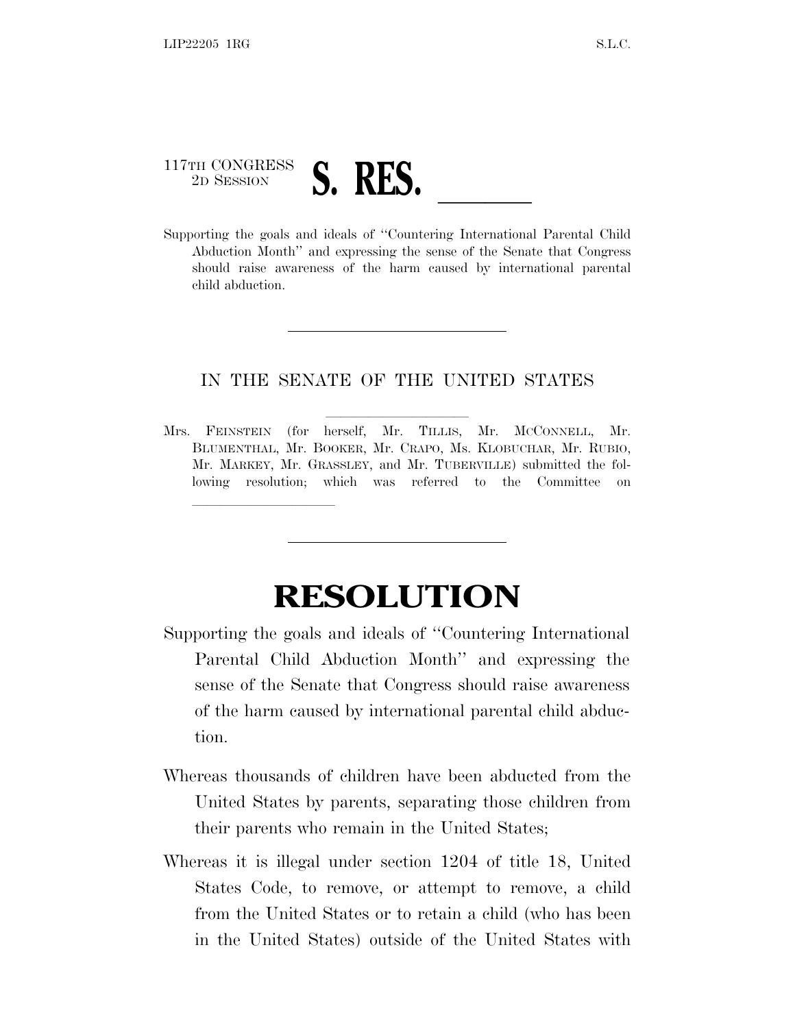117TH CONGRESS
2D SESSION

# S. RES. \_\_\_\_\_\_

Supporting the goals and ideals of "Countering International Parental Child Abduction Month" and expressing the sense of the Senate that Congress should raise awareness of the harm caused by international parental child abduction.

---

IN THE SENATE OF THE UNITED STATES

Mrs. FEINSTEIN (for herself, Mr. TILLIS, Mr. MCCONNELL, Mr. BLUMENTHAL, Mr. BOOKER, Mr. CRAPO, Ms. KLOBUCHAR, Mr. RUBIO, Mr. MARKEY, Mr. GRASSLEY, and Mr. TUBERVILLE) submitted the following resolution; which was referred to the Committee on \_\_\_\_\_\_\_\_\_\_

---

# RESOLUTION

Supporting the goals and ideals of "Countering International Parental Child Abduction Month" and expressing the sense of the Senate that Congress should raise awareness of the harm caused by international parental child abduction.

Whereas thousands of children have been abducted from the United States by parents, separating those children from their parents who remain in the United States;

Whereas it is illegal under section 1204 of title 18, United States Code, to remove, or attempt to remove, a child from the United States or to retain a child (who has been in the United States) outside of the United States with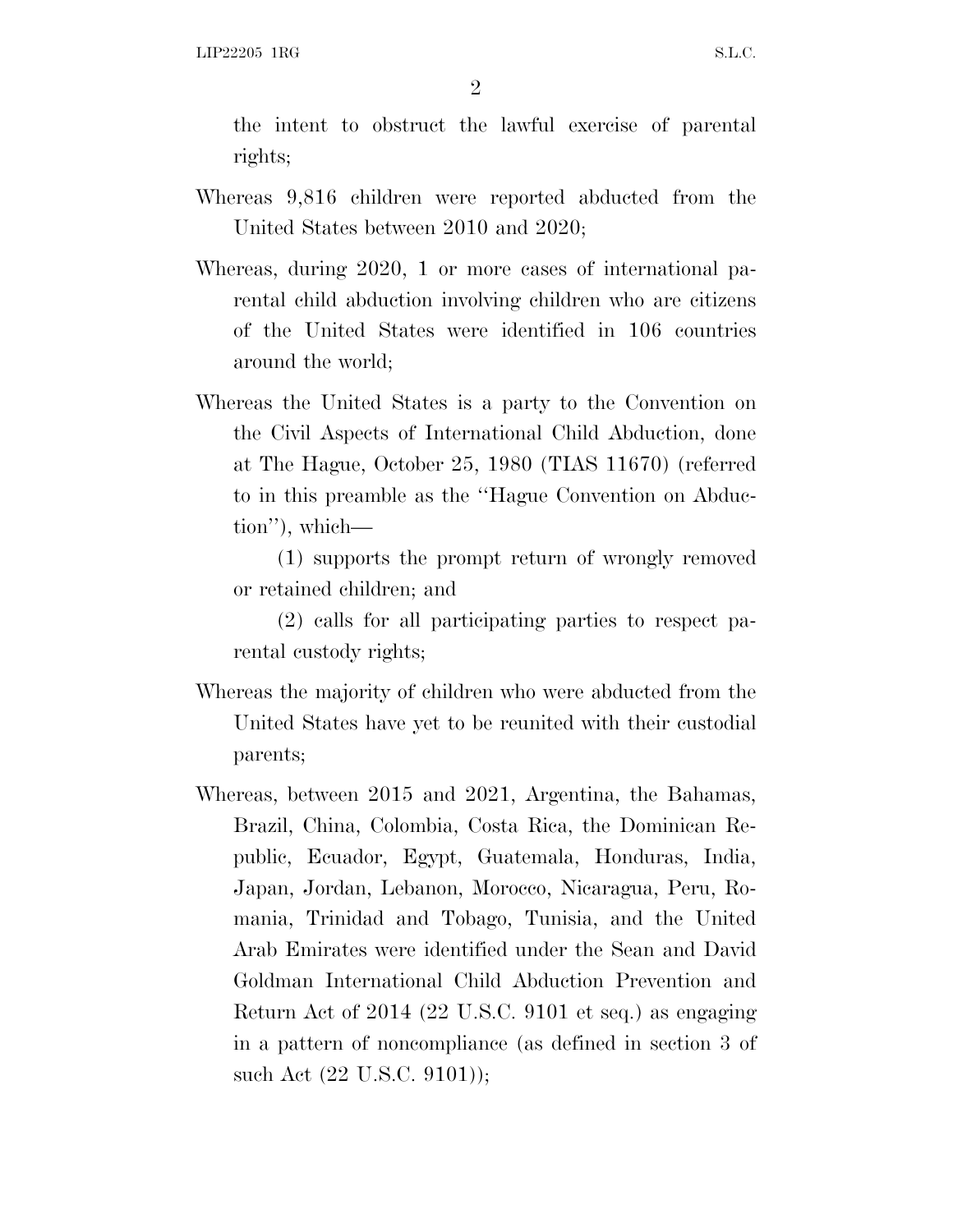the intent to obstruct the lawful exercise of parental rights;

Whereas 9,816 children were reported abducted from the United States between 2010 and 2020;

Whereas, during 2020, 1 or more cases of international parental child abduction involving children who are citizens of the United States were identified in 106 countries around the world;

Whereas the United States is a party to the Convention on the Civil Aspects of International Child Abduction, done at The Hague, October 25, 1980 (TIAS 11670) (referred to in this preamble as the ''Hague Convention on Abduction''), which—

(1) supports the prompt return of wrongly removed or retained children; and

(2) calls for all participating parties to respect parental custody rights;

Whereas the majority of children who were abducted from the United States have yet to be reunited with their custodial parents;

Whereas, between 2015 and 2021, Argentina, the Bahamas, Brazil, China, Colombia, Costa Rica, the Dominican Republic, Ecuador, Egypt, Guatemala, Honduras, India, Japan, Jordan, Lebanon, Morocco, Nicaragua, Peru, Romania, Trinidad and Tobago, Tunisia, and the United Arab Emirates were identified under the Sean and David Goldman International Child Abduction Prevention and Return Act of 2014 (22 U.S.C. 9101 et seq.) as engaging in a pattern of noncompliance (as defined in section 3 of such Act (22 U.S.C. 9101));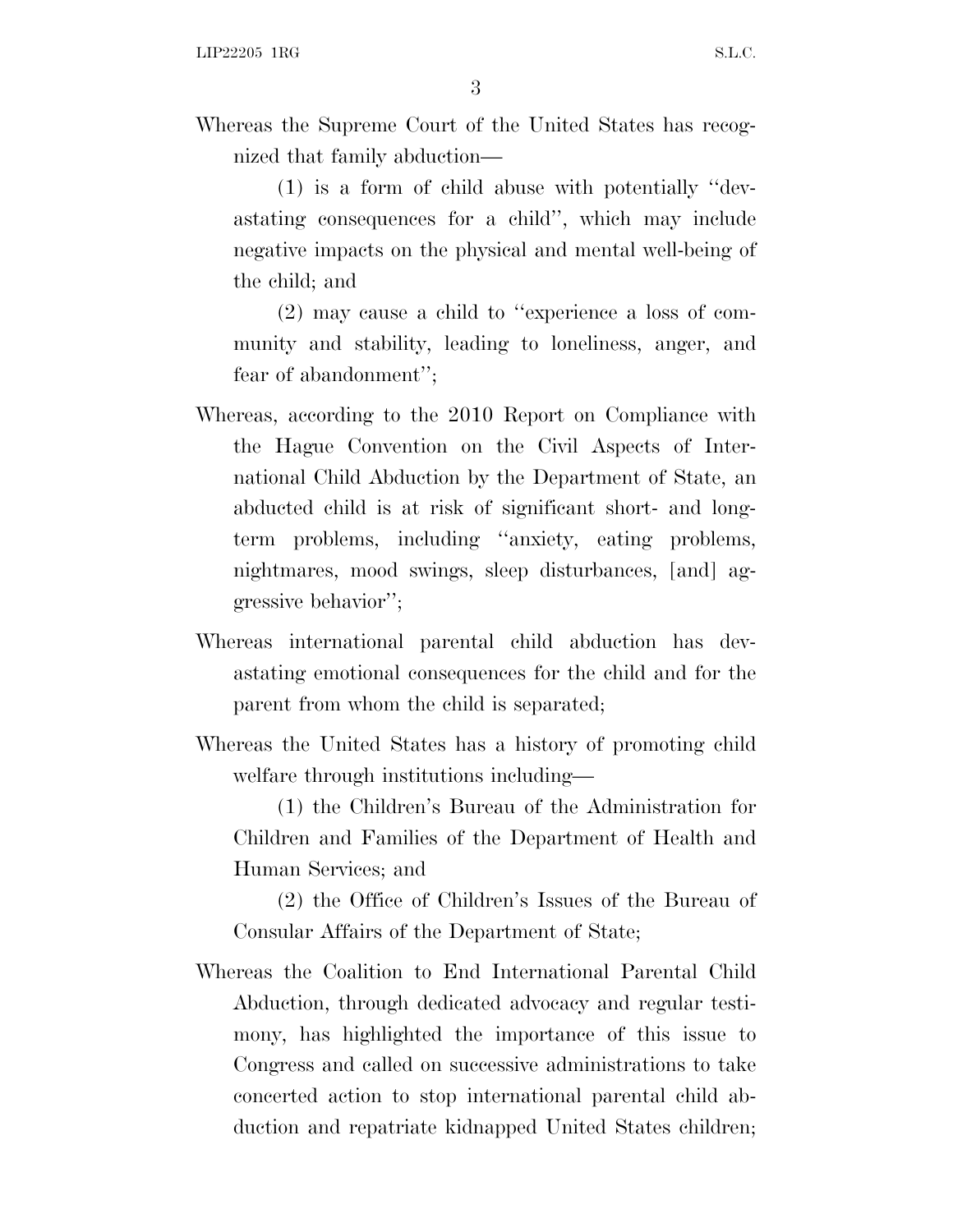Whereas the Supreme Court of the United States has recognized that family abduction—

(1) is a form of child abuse with potentially "devastating consequences for a child", which may include negative impacts on the physical and mental well-being of the child; and

(2) may cause a child to "experience a loss of community and stability, leading to loneliness, anger, and fear of abandonment";

Whereas, according to the 2010 Report on Compliance with the Hague Convention on the Civil Aspects of International Child Abduction by the Department of State, an abducted child is at risk of significant short- and long-term problems, including "anxiety, eating problems, nightmares, mood swings, sleep disturbances, [and] aggressive behavior";

Whereas international parental child abduction has devastating emotional consequences for the child and for the parent from whom the child is separated;

Whereas the United States has a history of promoting child welfare through institutions including—

(1) the Children's Bureau of the Administration for Children and Families of the Department of Health and Human Services; and

(2) the Office of Children's Issues of the Bureau of Consular Affairs of the Department of State;

Whereas the Coalition to End International Parental Child Abduction, through dedicated advocacy and regular testimony, has highlighted the importance of this issue to Congress and called on successive administrations to take concerted action to stop international parental child abduction and repatriate kidnapped United States children;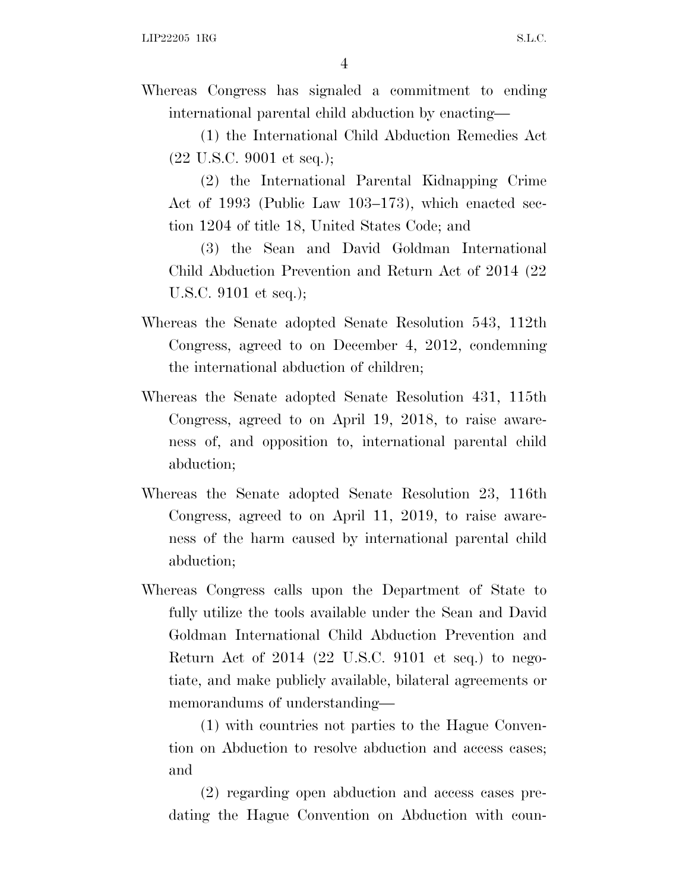Whereas Congress has signaled a commitment to ending international parental child abduction by enacting—

(1) the International Child Abduction Remedies Act (22 U.S.C. 9001 et seq.);

(2) the International Parental Kidnapping Crime Act of 1993 (Public Law 103–173), which enacted section 1204 of title 18, United States Code; and

(3) the Sean and David Goldman International Child Abduction Prevention and Return Act of 2014 (22 U.S.C. 9101 et seq.);

Whereas the Senate adopted Senate Resolution 543, 112th Congress, agreed to on December 4, 2012, condemning the international abduction of children;

Whereas the Senate adopted Senate Resolution 431, 115th Congress, agreed to on April 19, 2018, to raise awareness of, and opposition to, international parental child abduction;

Whereas the Senate adopted Senate Resolution 23, 116th Congress, agreed to on April 11, 2019, to raise awareness of the harm caused by international parental child abduction;

Whereas Congress calls upon the Department of State to fully utilize the tools available under the Sean and David Goldman International Child Abduction Prevention and Return Act of 2014 (22 U.S.C. 9101 et seq.) to negotiate, and make publicly available, bilateral agreements or memorandums of understanding—

(1) with countries not parties to the Hague Convention on Abduction to resolve abduction and access cases; and

(2) regarding open abduction and access cases predating the Hague Convention on Abduction with coun-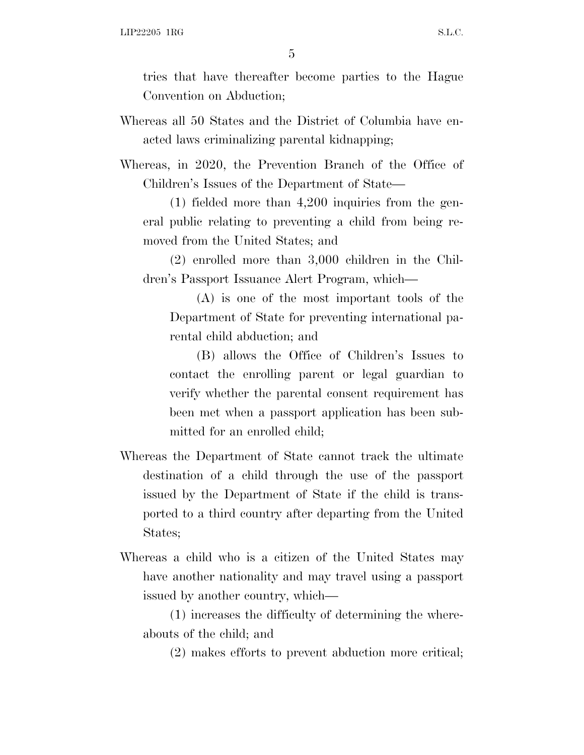tries that have thereafter become parties to the Hague Convention on Abduction;

Whereas all 50 States and the District of Columbia have enacted laws criminalizing parental kidnapping;

Whereas, in 2020, the Prevention Branch of the Office of Children's Issues of the Department of State—

(1) fielded more than 4,200 inquiries from the general public relating to preventing a child from being removed from the United States; and

(2) enrolled more than 3,000 children in the Children's Passport Issuance Alert Program, which—

(A) is one of the most important tools of the Department of State for preventing international parental child abduction; and

(B) allows the Office of Children's Issues to contact the enrolling parent or legal guardian to verify whether the parental consent requirement has been met when a passport application has been submitted for an enrolled child;

Whereas the Department of State cannot track the ultimate destination of a child through the use of the passport issued by the Department of State if the child is transported to a third country after departing from the United States;

Whereas a child who is a citizen of the United States may have another nationality and may travel using a passport issued by another country, which—

(1) increases the difficulty of determining the whereabouts of the child; and

(2) makes efforts to prevent abduction more critical;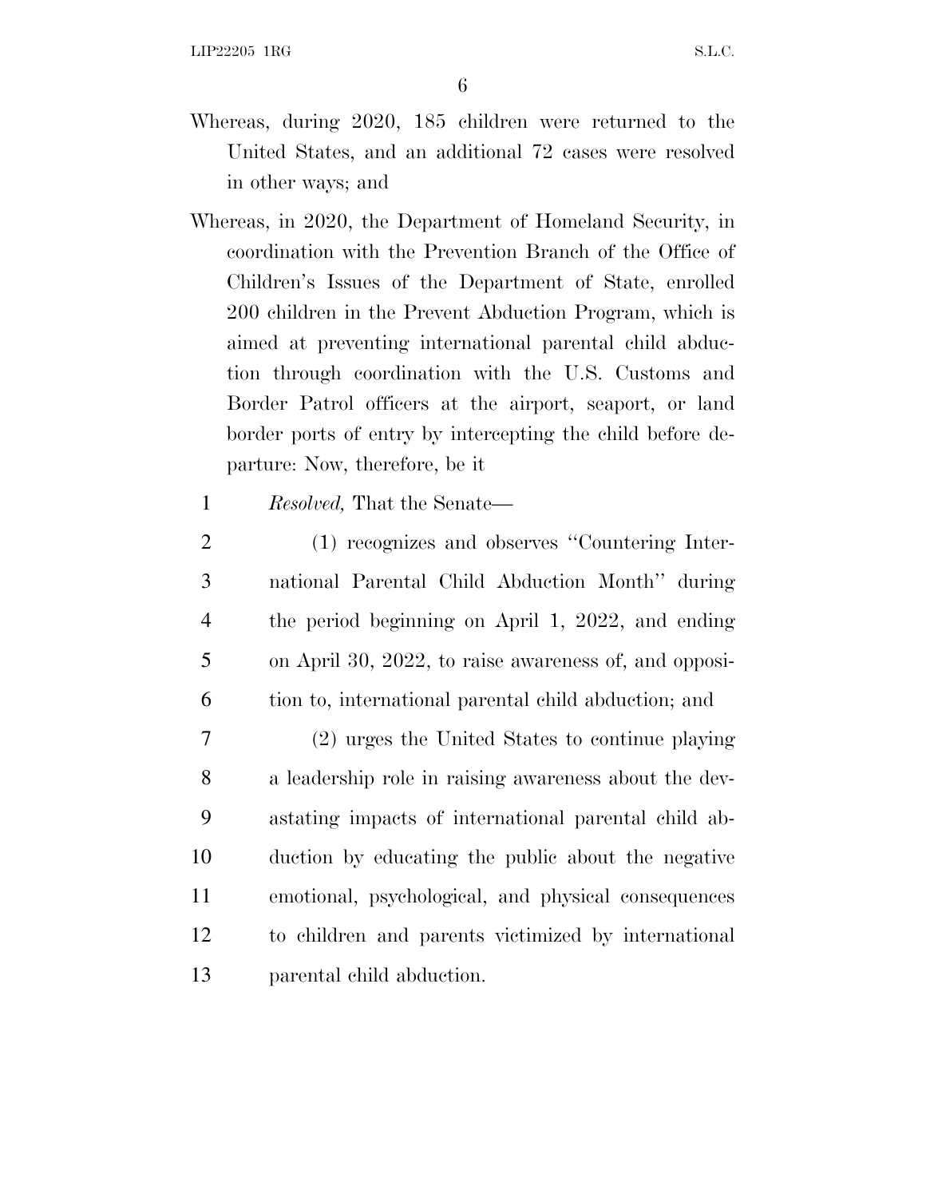Whereas, during 2020, 185 children were returned to the United States, and an additional 72 cases were resolved in other ways; and

Whereas, in 2020, the Department of Homeland Security, in coordination with the Prevention Branch of the Office of Children's Issues of the Department of State, enrolled 200 children in the Prevent Abduction Program, which is aimed at preventing international parental child abduction through coordination with the U.S. Customs and Border Patrol officers at the airport, seaport, or land border ports of entry by intercepting the child before departure: Now, therefore, be it

*Resolved,* That the Senate—

(1) recognizes and observes "Countering International Parental Child Abduction Month" during the period beginning on April 1, 2022, and ending on April 30, 2022, to raise awareness of, and opposition to, international parental child abduction; and

(2) urges the United States to continue playing a leadership role in raising awareness about the devastating impacts of international parental child abduction by educating the public about the negative emotional, psychological, and physical consequences to children and parents victimized by international parental child abduction.